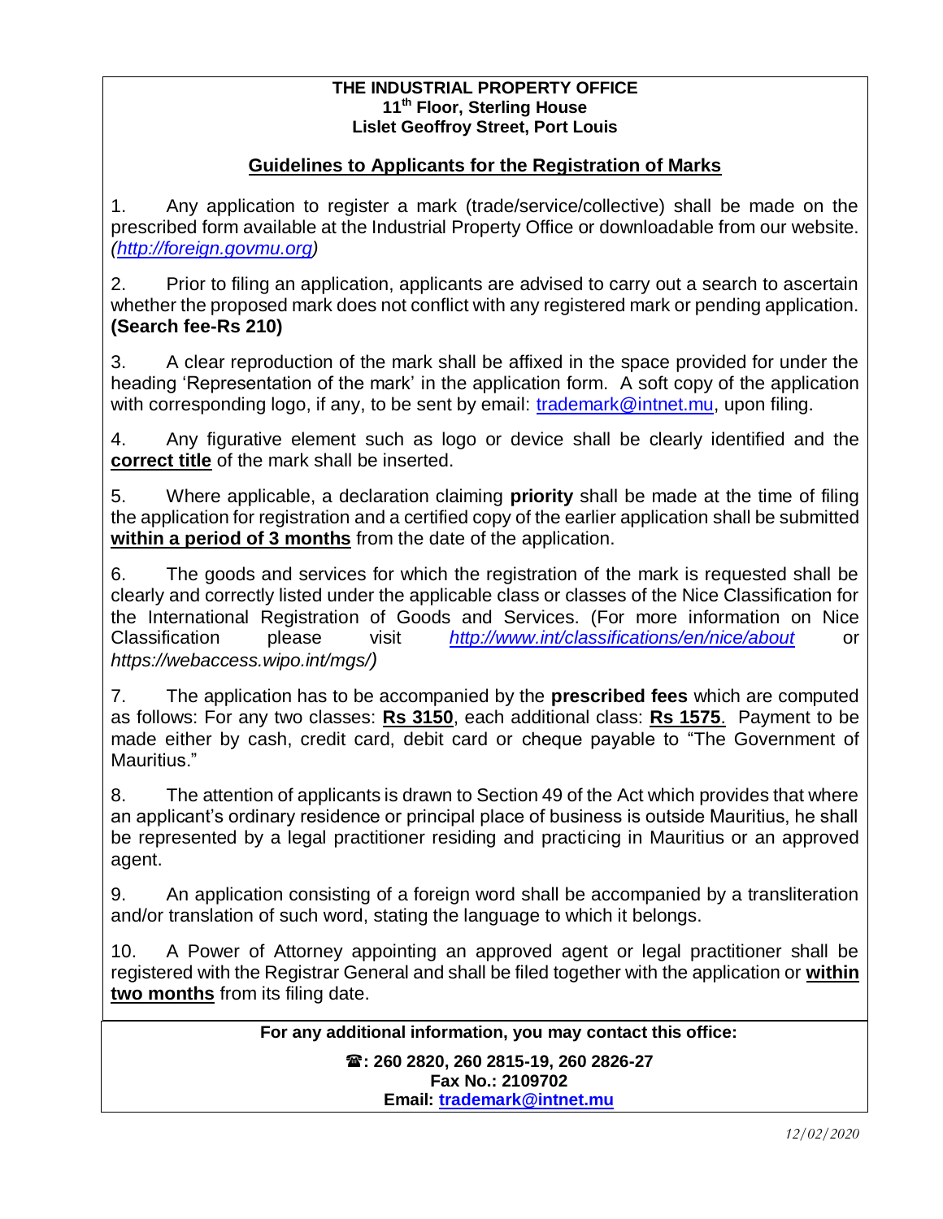**THE INDUSTRIAL PROPERTY OFFICE**
**11th Floor, Sterling House**
**Lislet Geoffroy Street, Port Louis**

## Guidelines to Applicants for the Registration of Marks

1. Any application to register a mark (trade/service/collective) shall be made on the prescribed form available at the Industrial Property Office or downloadable from our website. *(http://foreign.govmu.org)*

2. Prior to filing an application, applicants are advised to carry out a search to ascertain whether the proposed mark does not conflict with any registered mark or pending application. **(Search fee-Rs 210)**

3. A clear reproduction of the mark shall be affixed in the space provided for under the heading 'Representation of the mark' in the application form. A soft copy of the application with corresponding logo, if any, to be sent by email: trademark@intnet.mu, upon filing.

4. Any figurative element such as logo or device shall be clearly identified and the **correct title** of the mark shall be inserted.

5. Where applicable, a declaration claiming **priority** shall be made at the time of filing the application for registration and a certified copy of the earlier application shall be submitted **within a period of 3 months** from the date of the application.

6. The goods and services for which the registration of the mark is requested shall be clearly and correctly listed under the applicable class or classes of the Nice Classification for the International Registration of Goods and Services. (For more information on Nice Classification please visit *http://www.int/classifications/en/nice/about* or *https://webaccess.wipo.int/mgs/*)

7. The application has to be accompanied by the **prescribed fees** which are computed as follows: For any two classes: **Rs 3150**, each additional class: **Rs 1575**. Payment to be made either by cash, credit card, debit card or cheque payable to "The Government of Mauritius."

8. The attention of applicants is drawn to Section 49 of the Act which provides that where an applicant's ordinary residence or principal place of business is outside Mauritius, he shall be represented by a legal practitioner residing and practicing in Mauritius or an approved agent.

9. An application consisting of a foreign word shall be accompanied by a transliteration and/or translation of such word, stating the language to which it belongs.

10. A Power of Attorney appointing an approved agent or legal practitioner shall be registered with the Registrar General and shall be filed together with the application or **within two months** from its filing date.

**For any additional information, you may contact this office:**

**☎: 260 2820, 260 2815-19, 260 2826-27**
**Fax No.: 2109702**
**Email: trademark@intnet.mu**

*12/02/2020*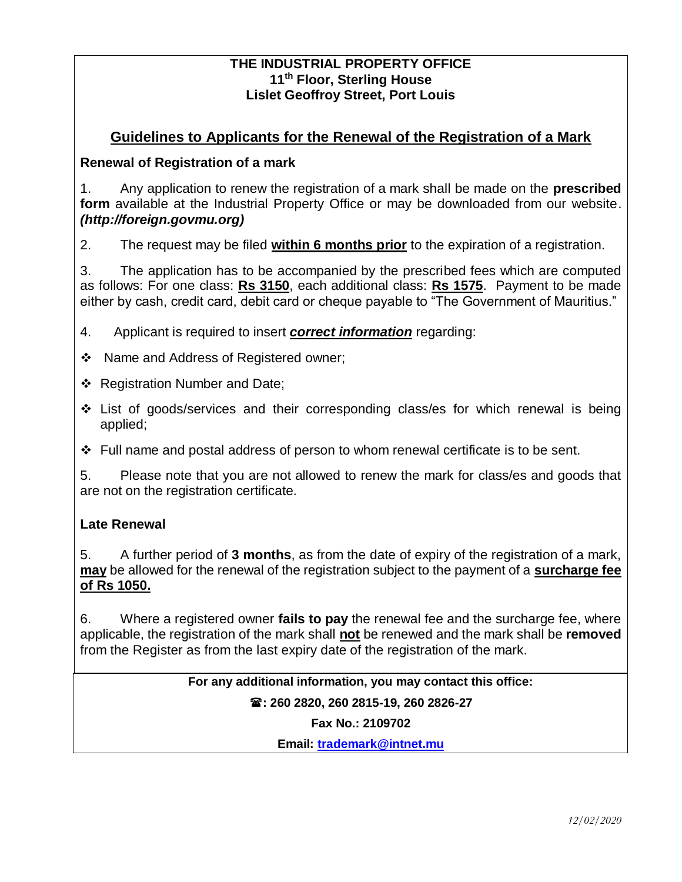**THE INDUSTRIAL PROPERTY OFFICE**
**11th Floor, Sterling House**
**Lislet Geoffroy Street, Port Louis**

## Guidelines to Applicants for the Renewal of the Registration of a Mark

### Renewal of Registration of a mark

1. Any application to renew the registration of a mark shall be made on the **prescribed form** available at the Industrial Property Office or may be downloaded from our website. ***(http://foreign.govmu.org)***

2. The request may be filed **within 6 months prior** to the expiration of a registration.

3. The application has to be accompanied by the prescribed fees which are computed as follows: For one class: **Rs 3150**, each additional class: **Rs 1575**. Payment to be made either by cash, credit card, debit card or cheque payable to "The Government of Mauritius."

4. Applicant is required to insert ***correct information*** regarding:

- ❖ Name and Address of Registered owner;
- ❖ Registration Number and Date;
- ❖ List of goods/services and their corresponding class/es for which renewal is being applied;
- ❖ Full name and postal address of person to whom renewal certificate is to be sent.

5. Please note that you are not allowed to renew the mark for class/es and goods that are not on the registration certificate.

### Late Renewal

5. A further period of **3 months**, as from the date of expiry of the registration of a mark, **may** be allowed for the renewal of the registration subject to the payment of a **surcharge fee of Rs 1050.**

6. Where a registered owner **fails to pay** the renewal fee and the surcharge fee, where applicable, the registration of the mark shall **not** be renewed and the mark shall be **removed** from the Register as from the last expiry date of the registration of the mark.

**For any additional information, you may contact this office:**

**☎: 260 2820, 260 2815-19, 260 2826-27**

**Fax No.: 2109702**

**Email: trademark@intnet.mu**

*12/02/2020*